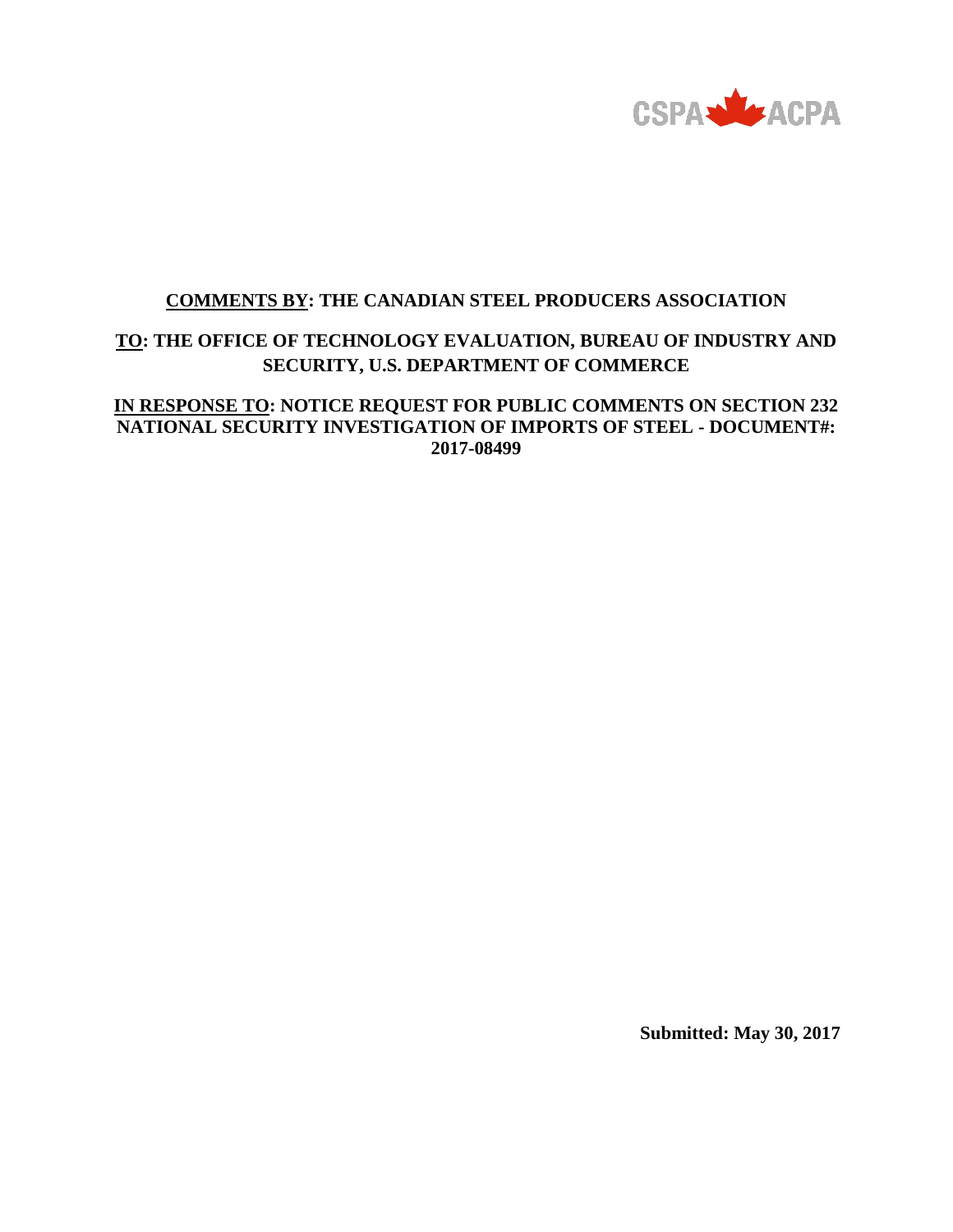CSPA ACPA

**<u>COMMENTS BY</u>: THE CANADIAN STEEL PRODUCERS ASSOCIATION**

**<u>TO</u>: THE OFFICE OF TECHNOLOGY EVALUATION, BUREAU OF INDUSTRY AND SECURITY, U.S. DEPARTMENT OF COMMERCE**

**<u>IN RESPONSE TO</u>: NOTICE REQUEST FOR PUBLIC COMMENTS ON SECTION 232 NATIONAL SECURITY INVESTIGATION OF IMPORTS OF STEEL - DOCUMENT#: 2017-08499**

**Submitted: May 30, 2017**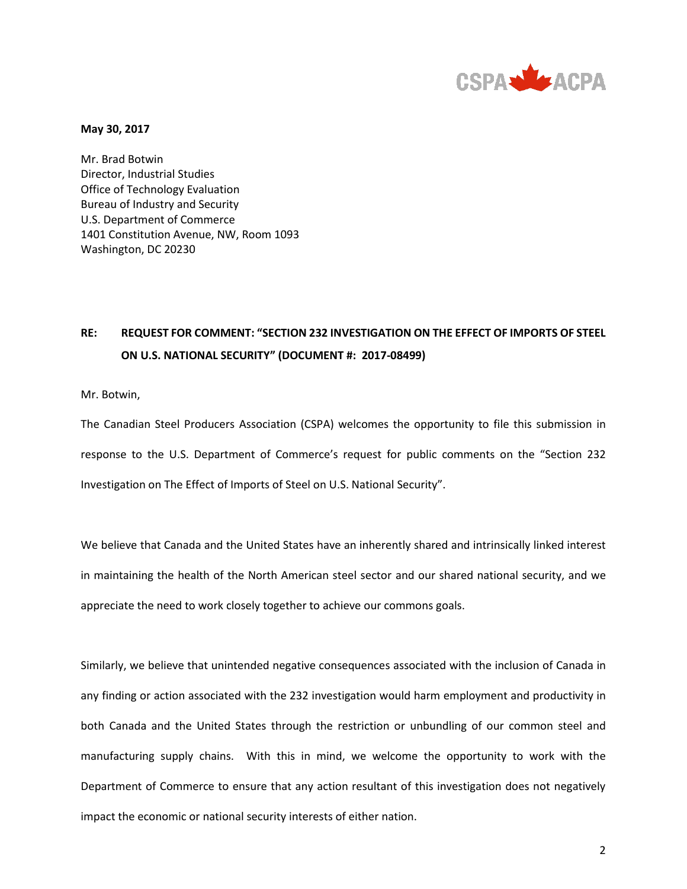**May 30, 2017**

Mr. Brad Botwin
Director, Industrial Studies
Office of Technology Evaluation
Bureau of Industry and Security
U.S. Department of Commerce
1401 Constitution Avenue, NW, Room 1093
Washington, DC 20230

**RE: REQUEST FOR COMMENT: "SECTION 232 INVESTIGATION ON THE EFFECT OF IMPORTS OF STEEL ON U.S. NATIONAL SECURITY" (DOCUMENT #: 2017-08499)**

Mr. Botwin,

The Canadian Steel Producers Association (CSPA) welcomes the opportunity to file this submission in response to the U.S. Department of Commerce's request for public comments on the "Section 232 Investigation on The Effect of Imports of Steel on U.S. National Security".

We believe that Canada and the United States have an inherently shared and intrinsically linked interest in maintaining the health of the North American steel sector and our shared national security, and we appreciate the need to work closely together to achieve our commons goals.

Similarly, we believe that unintended negative consequences associated with the inclusion of Canada in any finding or action associated with the 232 investigation would harm employment and productivity in both Canada and the United States through the restriction or unbundling of our common steel and manufacturing supply chains. With this in mind, we welcome the opportunity to work with the Department of Commerce to ensure that any action resultant of this investigation does not negatively impact the economic or national security interests of either nation.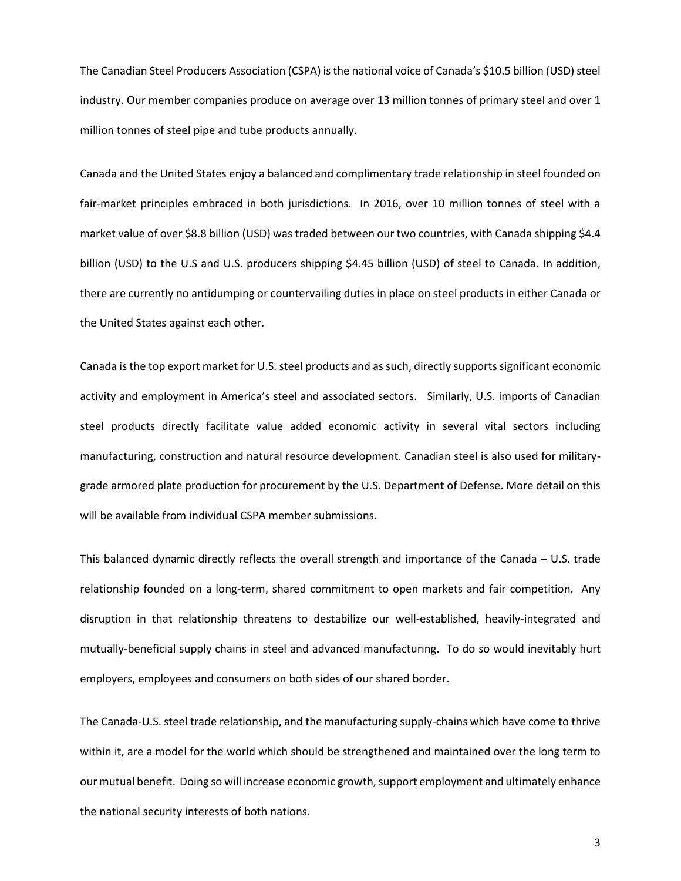The Canadian Steel Producers Association (CSPA) is the national voice of Canada's $10.5 billion (USD) steel industry. Our member companies produce on average over 13 million tonnes of primary steel and over 1 million tonnes of steel pipe and tube products annually.

Canada and the United States enjoy a balanced and complimentary trade relationship in steel founded on fair-market principles embraced in both jurisdictions. In 2016, over 10 million tonnes of steel with a market value of over $8.8 billion (USD) was traded between our two countries, with Canada shipping $4.4 billion (USD) to the U.S and U.S. producers shipping $4.45 billion (USD) of steel to Canada. In addition, there are currently no antidumping or countervailing duties in place on steel products in either Canada or the United States against each other.

Canada is the top export market for U.S. steel products and as such, directly supports significant economic activity and employment in America's steel and associated sectors. Similarly, U.S. imports of Canadian steel products directly facilitate value added economic activity in several vital sectors including manufacturing, construction and natural resource development. Canadian steel is also used for military-grade armored plate production for procurement by the U.S. Department of Defense. More detail on this will be available from individual CSPA member submissions.

This balanced dynamic directly reflects the overall strength and importance of the Canada – U.S. trade relationship founded on a long-term, shared commitment to open markets and fair competition. Any disruption in that relationship threatens to destabilize our well-established, heavily-integrated and mutually-beneficial supply chains in steel and advanced manufacturing. To do so would inevitably hurt employers, employees and consumers on both sides of our shared border.

The Canada-U.S. steel trade relationship, and the manufacturing supply-chains which have come to thrive within it, are a model for the world which should be strengthened and maintained over the long term to our mutual benefit. Doing so will increase economic growth, support employment and ultimately enhance the national security interests of both nations.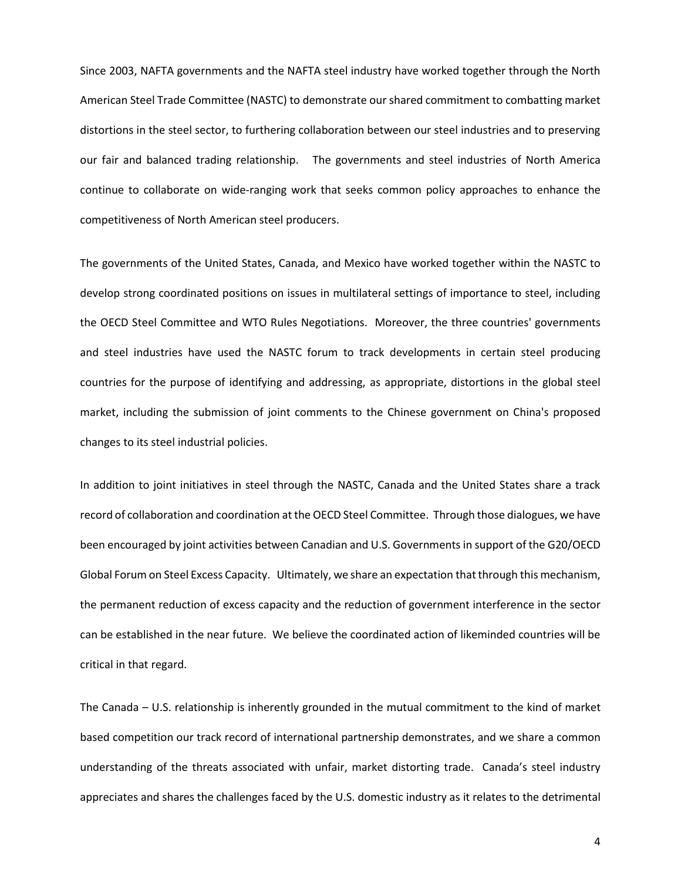Since 2003, NAFTA governments and the NAFTA steel industry have worked together through the North American Steel Trade Committee (NASTC) to demonstrate our shared commitment to combatting market distortions in the steel sector, to furthering collaboration between our steel industries and to preserving our fair and balanced trading relationship. The governments and steel industries of North America continue to collaborate on wide-ranging work that seeks common policy approaches to enhance the competitiveness of North American steel producers.

The governments of the United States, Canada, and Mexico have worked together within the NASTC to develop strong coordinated positions on issues in multilateral settings of importance to steel, including the OECD Steel Committee and WTO Rules Negotiations. Moreover, the three countries' governments and steel industries have used the NASTC forum to track developments in certain steel producing countries for the purpose of identifying and addressing, as appropriate, distortions in the global steel market, including the submission of joint comments to the Chinese government on China's proposed changes to its steel industrial policies.

In addition to joint initiatives in steel through the NASTC, Canada and the United States share a track record of collaboration and coordination at the OECD Steel Committee. Through those dialogues, we have been encouraged by joint activities between Canadian and U.S. Governments in support of the G20/OECD Global Forum on Steel Excess Capacity. Ultimately, we share an expectation that through this mechanism, the permanent reduction of excess capacity and the reduction of government interference in the sector can be established in the near future. We believe the coordinated action of likeminded countries will be critical in that regard.

The Canada – U.S. relationship is inherently grounded in the mutual commitment to the kind of market based competition our track record of international partnership demonstrates, and we share a common understanding of the threats associated with unfair, market distorting trade. Canada's steel industry appreciates and shares the challenges faced by the U.S. domestic industry as it relates to the detrimental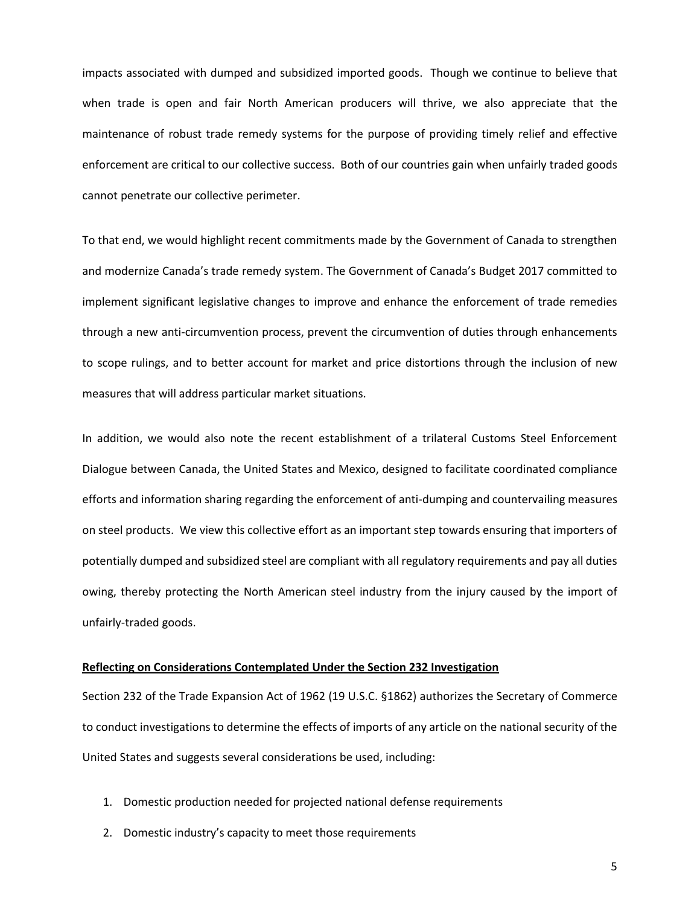impacts associated with dumped and subsidized imported goods. Though we continue to believe that when trade is open and fair North American producers will thrive, we also appreciate that the maintenance of robust trade remedy systems for the purpose of providing timely relief and effective enforcement are critical to our collective success. Both of our countries gain when unfairly traded goods cannot penetrate our collective perimeter.

To that end, we would highlight recent commitments made by the Government of Canada to strengthen and modernize Canada's trade remedy system. The Government of Canada's Budget 2017 committed to implement significant legislative changes to improve and enhance the enforcement of trade remedies through a new anti-circumvention process, prevent the circumvention of duties through enhancements to scope rulings, and to better account for market and price distortions through the inclusion of new measures that will address particular market situations.

In addition, we would also note the recent establishment of a trilateral Customs Steel Enforcement Dialogue between Canada, the United States and Mexico, designed to facilitate coordinated compliance efforts and information sharing regarding the enforcement of anti-dumping and countervailing measures on steel products. We view this collective effort as an important step towards ensuring that importers of potentially dumped and subsidized steel are compliant with all regulatory requirements and pay all duties owing, thereby protecting the North American steel industry from the injury caused by the import of unfairly-traded goods.

**Reflecting on Considerations Contemplated Under the Section 232 Investigation**

Section 232 of the Trade Expansion Act of 1962 (19 U.S.C. §1862) authorizes the Secretary of Commerce to conduct investigations to determine the effects of imports of any article on the national security of the United States and suggests several considerations be used, including:

1. Domestic production needed for projected national defense requirements
2. Domestic industry's capacity to meet those requirements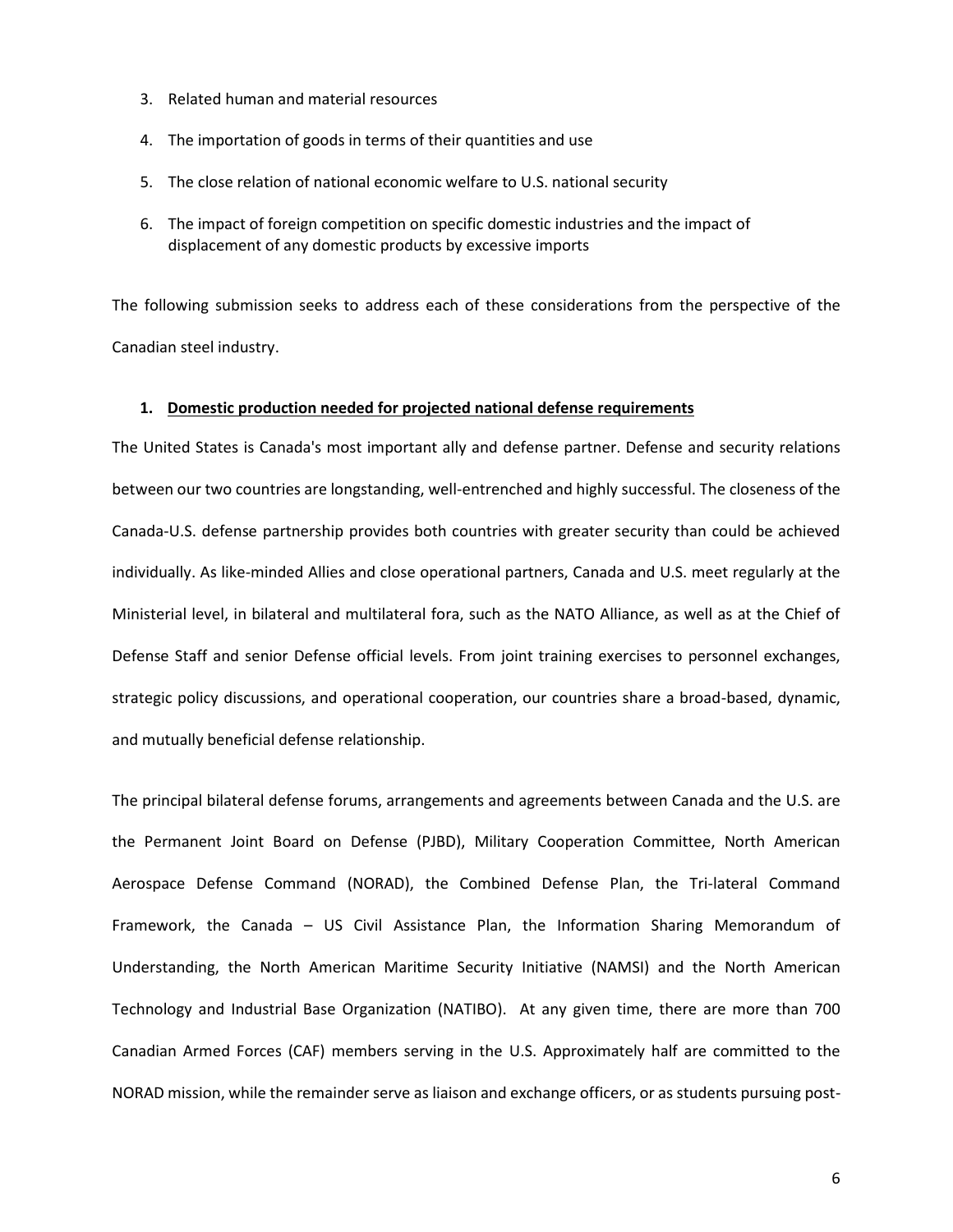3. Related human and material resources
4. The importation of goods in terms of their quantities and use
5. The close relation of national economic welfare to U.S. national security
6. The impact of foreign competition on specific domestic industries and the impact of displacement of any domestic products by excessive imports

The following submission seeks to address each of these considerations from the perspective of the Canadian steel industry.

1. **<u>Domestic production needed for projected national defense requirements</u>**

The United States is Canada's most important ally and defense partner. Defense and security relations between our two countries are longstanding, well-entrenched and highly successful. The closeness of the Canada-U.S. defense partnership provides both countries with greater security than could be achieved individually. As like-minded Allies and close operational partners, Canada and U.S. meet regularly at the Ministerial level, in bilateral and multilateral fora, such as the NATO Alliance, as well as at the Chief of Defense Staff and senior Defense official levels. From joint training exercises to personnel exchanges, strategic policy discussions, and operational cooperation, our countries share a broad-based, dynamic, and mutually beneficial defense relationship.

The principal bilateral defense forums, arrangements and agreements between Canada and the U.S. are the Permanent Joint Board on Defense (PJBD), Military Cooperation Committee, North American Aerospace Defense Command (NORAD), the Combined Defense Plan, the Tri-lateral Command Framework, the Canada – US Civil Assistance Plan, the Information Sharing Memorandum of Understanding, the North American Maritime Security Initiative (NAMSI) and the North American Technology and Industrial Base Organization (NATIBO). At any given time, there are more than 700 Canadian Armed Forces (CAF) members serving in the U.S. Approximately half are committed to the NORAD mission, while the remainder serve as liaison and exchange officers, or as students pursuing post-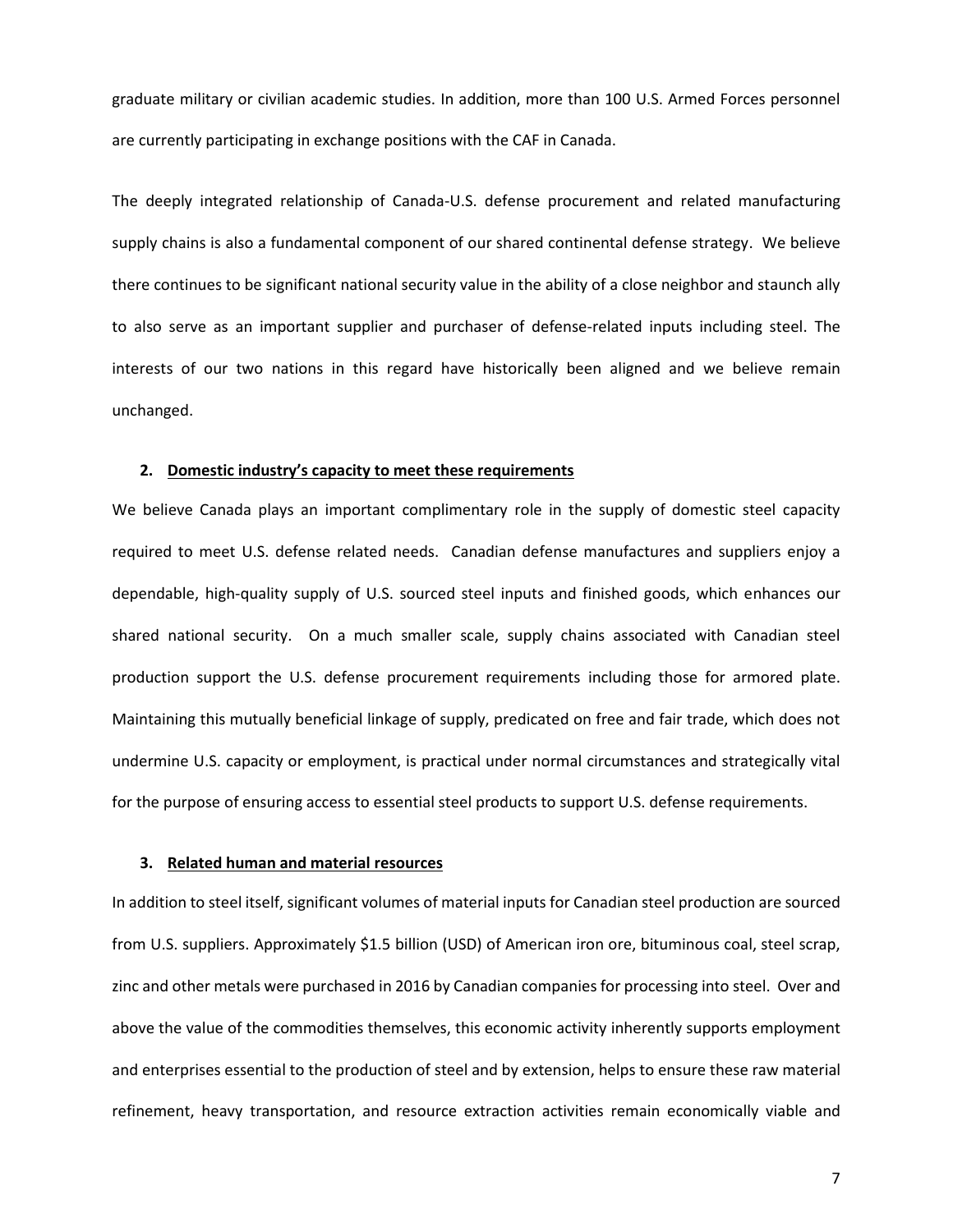graduate military or civilian academic studies. In addition, more than 100 U.S. Armed Forces personnel are currently participating in exchange positions with the CAF in Canada.

The deeply integrated relationship of Canada-U.S. defense procurement and related manufacturing supply chains is also a fundamental component of our shared continental defense strategy. We believe there continues to be significant national security value in the ability of a close neighbor and staunch ally to also serve as an important supplier and purchaser of defense-related inputs including steel. The interests of our two nations in this regard have historically been aligned and we believe remain unchanged.

**2. Domestic industry's capacity to meet these requirements**

We believe Canada plays an important complimentary role in the supply of domestic steel capacity required to meet U.S. defense related needs. Canadian defense manufactures and suppliers enjoy a dependable, high-quality supply of U.S. sourced steel inputs and finished goods, which enhances our shared national security. On a much smaller scale, supply chains associated with Canadian steel production support the U.S. defense procurement requirements including those for armored plate. Maintaining this mutually beneficial linkage of supply, predicated on free and fair trade, which does not undermine U.S. capacity or employment, is practical under normal circumstances and strategically vital for the purpose of ensuring access to essential steel products to support U.S. defense requirements.

**3. Related human and material resources**

In addition to steel itself, significant volumes of material inputs for Canadian steel production are sourced from U.S. suppliers. Approximately $1.5 billion (USD) of American iron ore, bituminous coal, steel scrap, zinc and other metals were purchased in 2016 by Canadian companies for processing into steel. Over and above the value of the commodities themselves, this economic activity inherently supports employment and enterprises essential to the production of steel and by extension, helps to ensure these raw material refinement, heavy transportation, and resource extraction activities remain economically viable and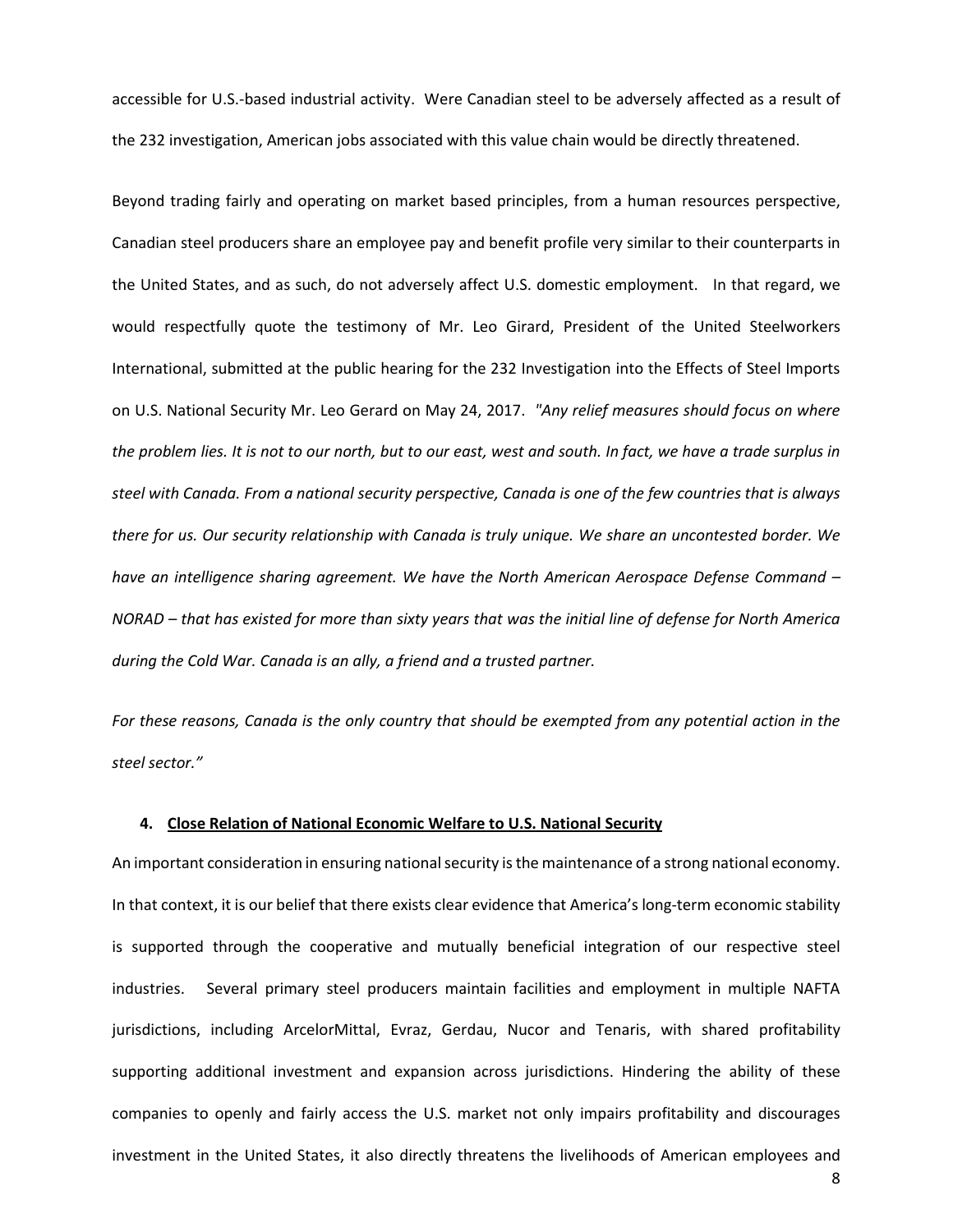accessible for U.S.-based industrial activity. Were Canadian steel to be adversely affected as a result of the 232 investigation, American jobs associated with this value chain would be directly threatened.

Beyond trading fairly and operating on market based principles, from a human resources perspective, Canadian steel producers share an employee pay and benefit profile very similar to their counterparts in the United States, and as such, do not adversely affect U.S. domestic employment. In that regard, we would respectfully quote the testimony of Mr. Leo Girard, President of the United Steelworkers International, submitted at the public hearing for the 232 Investigation into the Effects of Steel Imports on U.S. National Security Mr. Leo Gerard on May 24, 2017. *"Any relief measures should focus on where the problem lies. It is not to our north, but to our east, west and south. In fact, we have a trade surplus in steel with Canada. From a national security perspective, Canada is one of the few countries that is always there for us. Our security relationship with Canada is truly unique. We share an uncontested border. We have an intelligence sharing agreement. We have the North American Aerospace Defense Command – NORAD – that has existed for more than sixty years that was the initial line of defense for North America during the Cold War. Canada is an ally, a friend and a trusted partner.*

*For these reasons, Canada is the only country that should be exempted from any potential action in the steel sector."*

## 4. Close Relation of National Economic Welfare to U.S. National Security

An important consideration in ensuring national security is the maintenance of a strong national economy. In that context, it is our belief that there exists clear evidence that America's long-term economic stability is supported through the cooperative and mutually beneficial integration of our respective steel industries. Several primary steel producers maintain facilities and employment in multiple NAFTA jurisdictions, including ArcelorMittal, Evraz, Gerdau, Nucor and Tenaris, with shared profitability supporting additional investment and expansion across jurisdictions. Hindering the ability of these companies to openly and fairly access the U.S. market not only impairs profitability and discourages investment in the United States, it also directly threatens the livelihoods of American employees and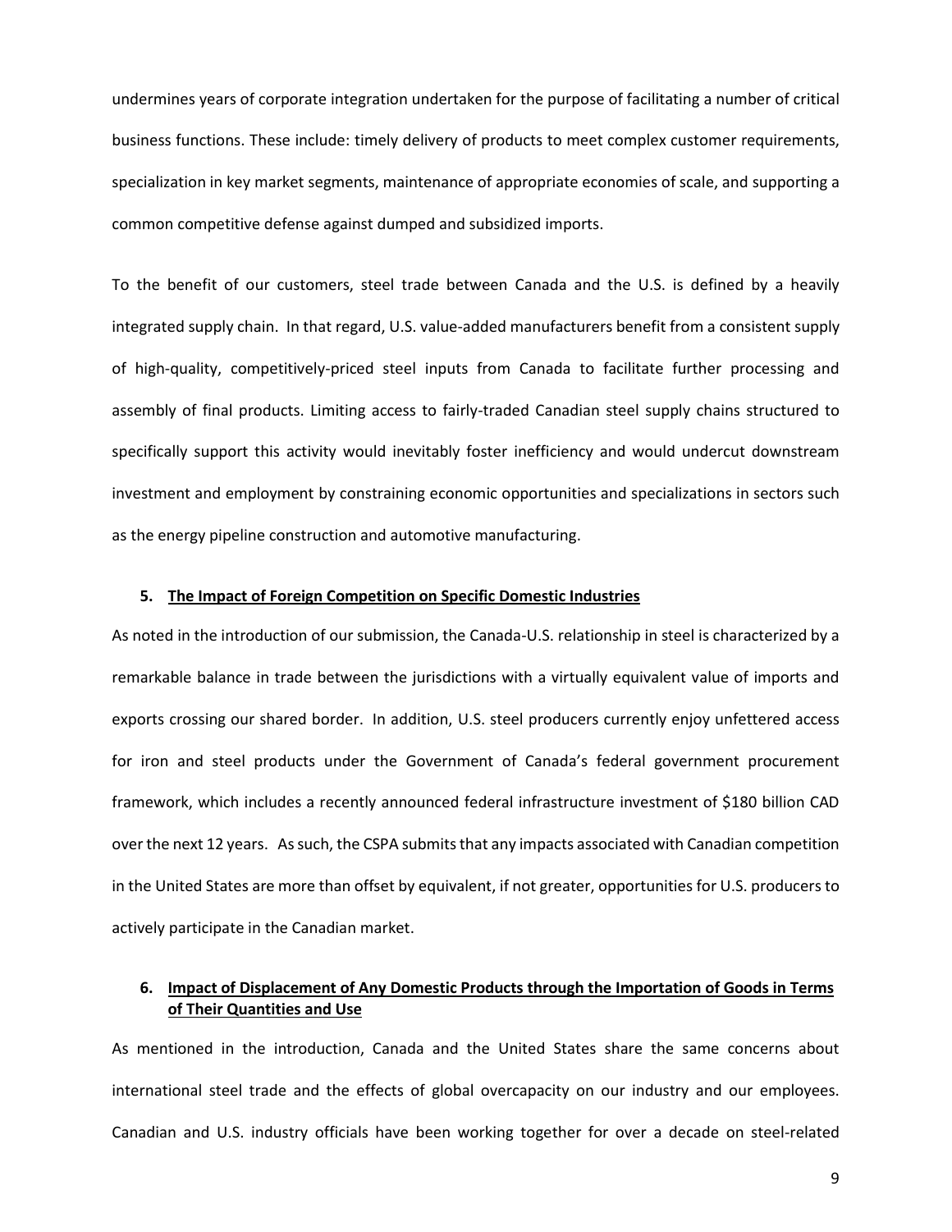undermines years of corporate integration undertaken for the purpose of facilitating a number of critical business functions. These include: timely delivery of products to meet complex customer requirements, specialization in key market segments, maintenance of appropriate economies of scale, and supporting a common competitive defense against dumped and subsidized imports.

To the benefit of our customers, steel trade between Canada and the U.S. is defined by a heavily integrated supply chain. In that regard, U.S. value-added manufacturers benefit from a consistent supply of high-quality, competitively-priced steel inputs from Canada to facilitate further processing and assembly of final products. Limiting access to fairly-traded Canadian steel supply chains structured to specifically support this activity would inevitably foster inefficiency and would undercut downstream investment and employment by constraining economic opportunities and specializations in sectors such as the energy pipeline construction and automotive manufacturing.

### 5. <u>The Impact of Foreign Competition on Specific Domestic Industries</u>

As noted in the introduction of our submission, the Canada-U.S. relationship in steel is characterized by a remarkable balance in trade between the jurisdictions with a virtually equivalent value of imports and exports crossing our shared border. In addition, U.S. steel producers currently enjoy unfettered access for iron and steel products under the Government of Canada's federal government procurement framework, which includes a recently announced federal infrastructure investment of $180 billion CAD over the next 12 years. As such, the CSPA submits that any impacts associated with Canadian competition in the United States are more than offset by equivalent, if not greater, opportunities for U.S. producers to actively participate in the Canadian market.

### 6. <u>Impact of Displacement of Any Domestic Products through the Importation of Goods in Terms of Their Quantities and Use</u>

As mentioned in the introduction, Canada and the United States share the same concerns about international steel trade and the effects of global overcapacity on our industry and our employees. Canadian and U.S. industry officials have been working together for over a decade on steel-related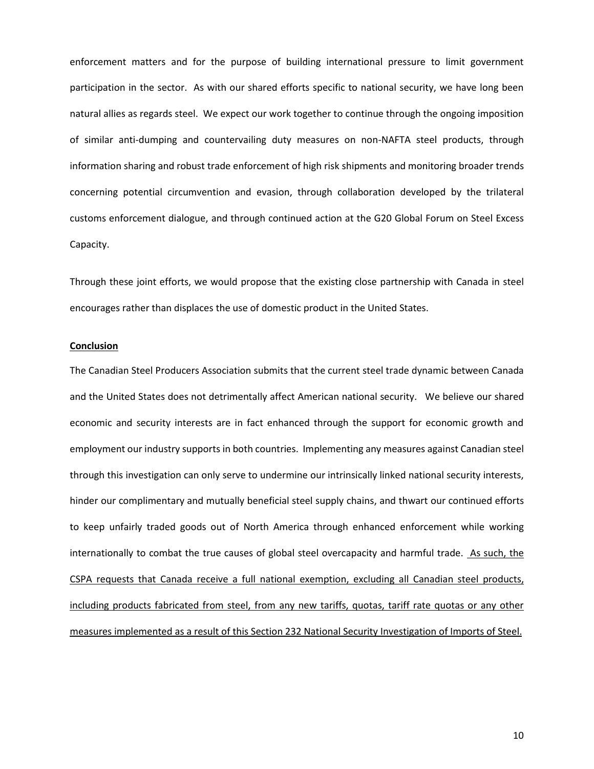enforcement matters and for the purpose of building international pressure to limit government participation in the sector. As with our shared efforts specific to national security, we have long been natural allies as regards steel. We expect our work together to continue through the ongoing imposition of similar anti-dumping and countervailing duty measures on non-NAFTA steel products, through information sharing and robust trade enforcement of high risk shipments and monitoring broader trends concerning potential circumvention and evasion, through collaboration developed by the trilateral customs enforcement dialogue, and through continued action at the G20 Global Forum on Steel Excess Capacity.

Through these joint efforts, we would propose that the existing close partnership with Canada in steel encourages rather than displaces the use of domestic product in the United States.

**Conclusion**

The Canadian Steel Producers Association submits that the current steel trade dynamic between Canada and the United States does not detrimentally affect American national security. We believe our shared economic and security interests are in fact enhanced through the support for economic growth and employment our industry supports in both countries. Implementing any measures against Canadian steel through this investigation can only serve to undermine our intrinsically linked national security interests, hinder our complimentary and mutually beneficial steel supply chains, and thwart our continued efforts to keep unfairly traded goods out of North America through enhanced enforcement while working internationally to combat the true causes of global steel overcapacity and harmful trade. As such, the CSPA requests that Canada receive a full national exemption, excluding all Canadian steel products, including products fabricated from steel, from any new tariffs, quotas, tariff rate quotas or any other measures implemented as a result of this Section 232 National Security Investigation of Imports of Steel.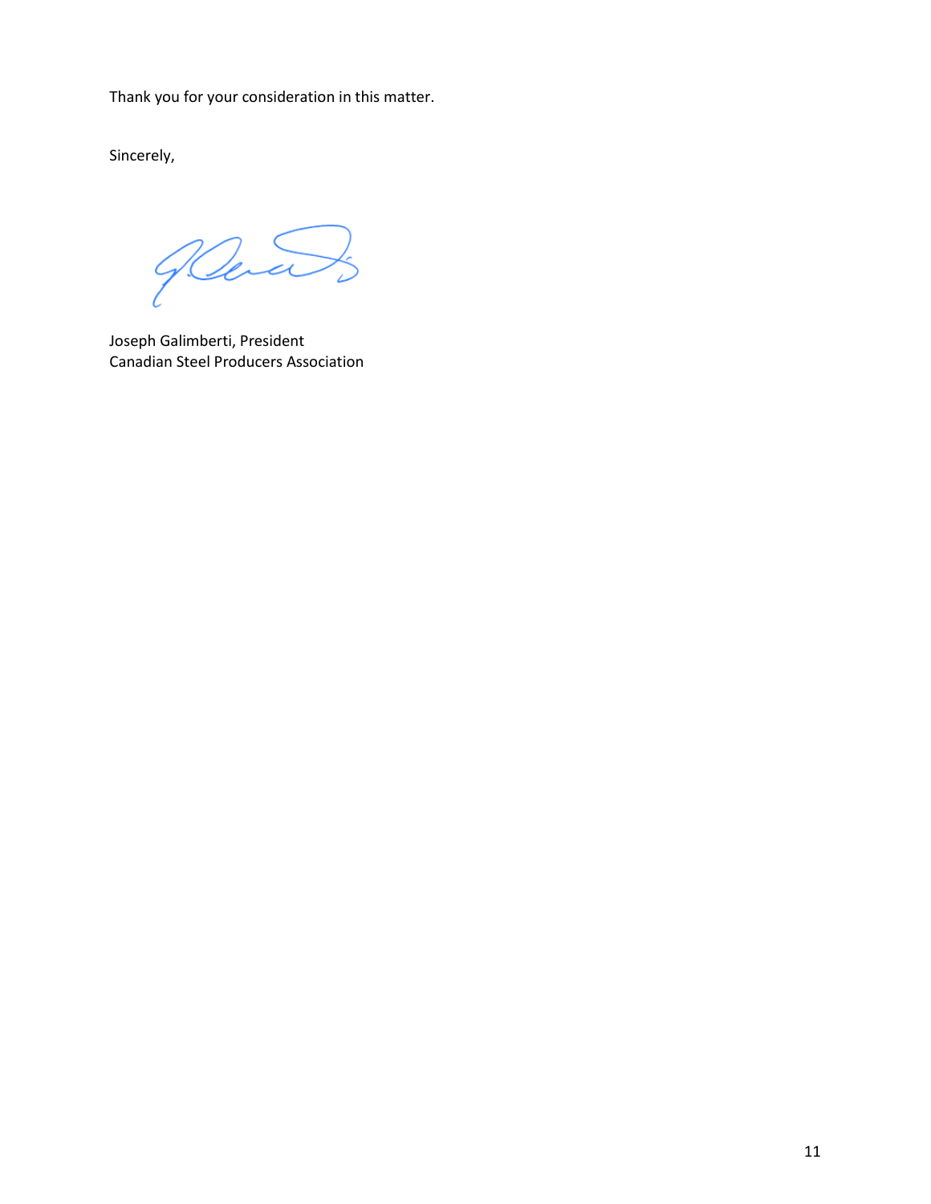Thank you for your consideration in this matter.

Sincerely,

Joseph Galimberti, President
Canadian Steel Producers Association